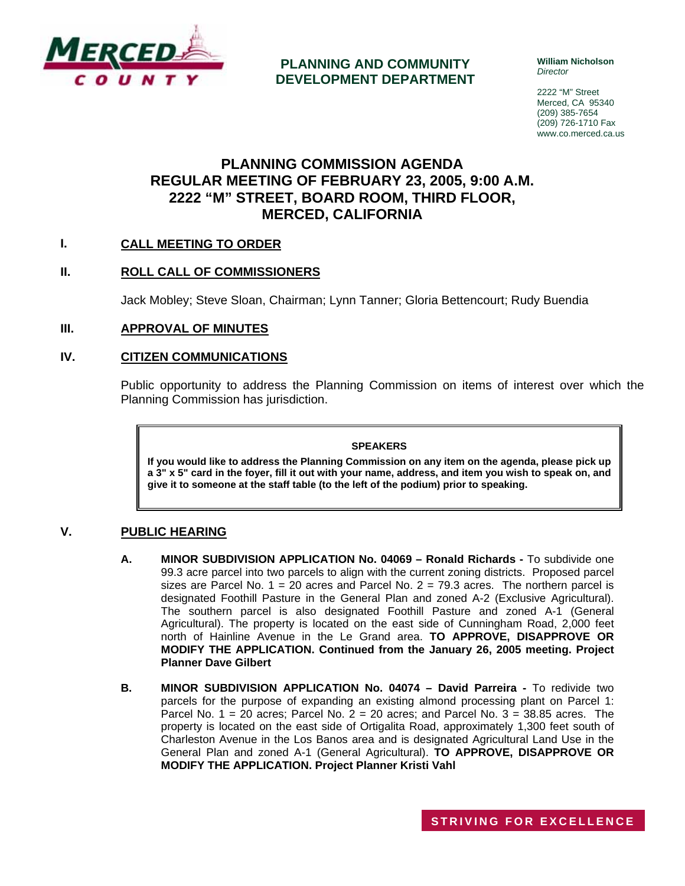MERCED COUNTY

**PLANNING AND COMMUNITY DEVELOPMENT DEPARTMENT**

**William Nicholson**
*Director*

2222 "M" Street
Merced, CA 95340
(209) 385-7654
(209) 726-1710 Fax
www.co.merced.ca.us

# PLANNING COMMISSION AGENDA
# REGULAR MEETING OF FEBRUARY 23, 2005, 9:00 A.M.
# 2222 "M" STREET, BOARD ROOM, THIRD FLOOR, MERCED, CALIFORNIA

## I. CALL MEETING TO ORDER

## II. ROLL CALL OF COMMISSIONERS

Jack Mobley; Steve Sloan, Chairman; Lynn Tanner; Gloria Bettencourt; Rudy Buendia

## III. APPROVAL OF MINUTES

## IV. CITIZEN COMMUNICATIONS

Public opportunity to address the Planning Commission on items of interest over which the Planning Commission has jurisdiction.

> **SPEAKERS**
>
> **If you would like to address the Planning Commission on any item on the agenda, please pick up a 3" x 5" card in the foyer, fill it out with your name, address, and item you wish to speak on, and give it to someone at the staff table (to the left of the podium) prior to speaking.**

## V. PUBLIC HEARING

**A. MINOR SUBDIVISION APPLICATION No. 04069 – Ronald Richards -** To subdivide one 99.3 acre parcel into two parcels to align with the current zoning districts. Proposed parcel sizes are Parcel No. 1 = 20 acres and Parcel No. 2 = 79.3 acres. The northern parcel is designated Foothill Pasture in the General Plan and zoned A-2 (Exclusive Agricultural). The southern parcel is also designated Foothill Pasture and zoned A-1 (General Agricultural). The property is located on the east side of Cunningham Road, 2,000 feet north of Hainline Avenue in the Le Grand area. **TO APPROVE, DISAPPROVE OR MODIFY THE APPLICATION. Continued from the January 26, 2005 meeting. Project Planner Dave Gilbert**

**B. MINOR SUBDIVISION APPLICATION No. 04074 – David Parreira -** To redivide two parcels for the purpose of expanding an existing almond processing plant on Parcel 1: Parcel No. 1 = 20 acres; Parcel No. 2 = 20 acres; and Parcel No. 3 = 38.85 acres. The property is located on the east side of Ortigalita Road, approximately 1,300 feet south of Charleston Avenue in the Los Banos area and is designated Agricultural Land Use in the General Plan and zoned A-1 (General Agricultural). **TO APPROVE, DISAPPROVE OR MODIFY THE APPLICATION. Project Planner Kristi Vahl**

STRIVING FOR EXCELLENCE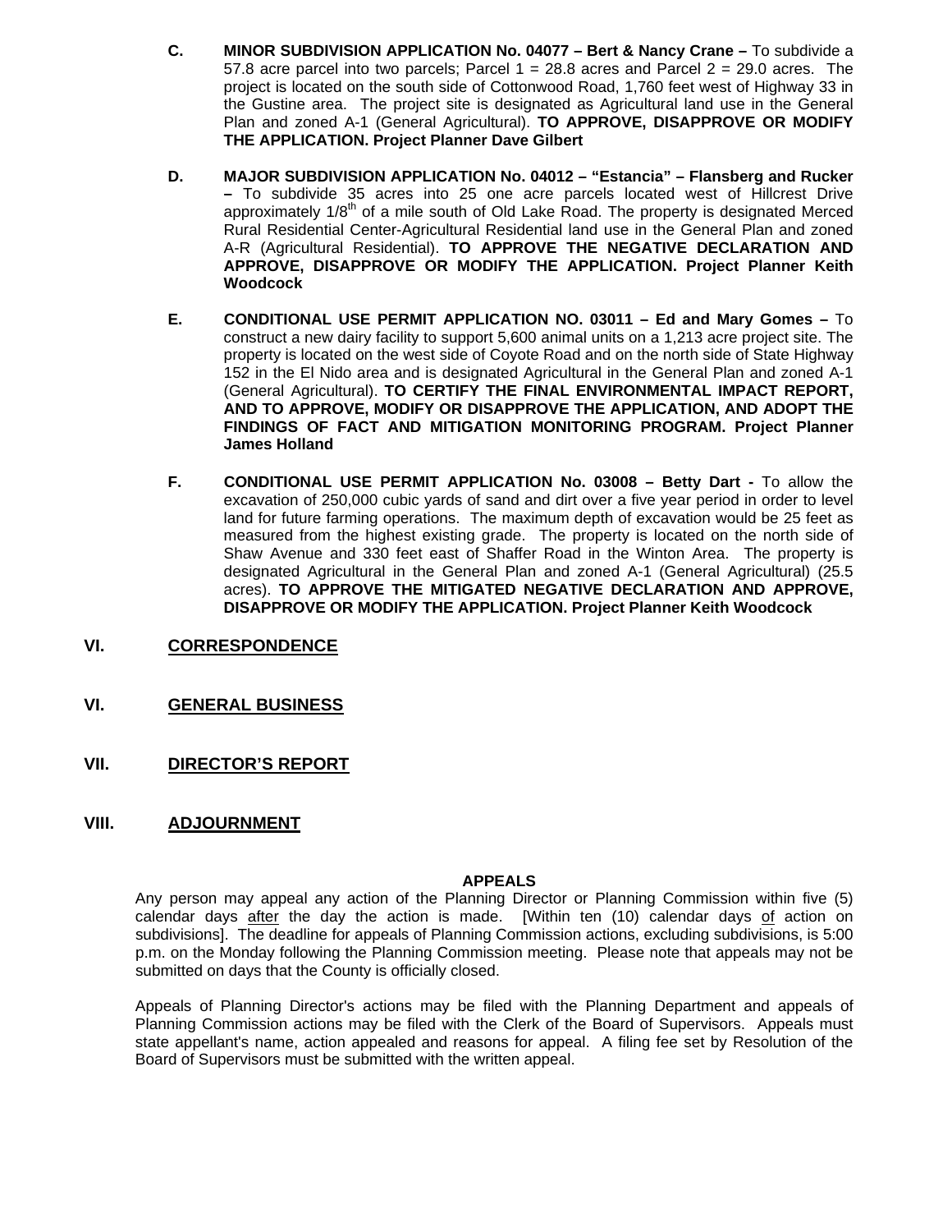C. **MINOR SUBDIVISION APPLICATION No. 04077 – Bert & Nancy Crane –** To subdivide a 57.8 acre parcel into two parcels; Parcel 1 = 28.8 acres and Parcel 2 = 29.0 acres. The project is located on the south side of Cottonwood Road, 1,760 feet west of Highway 33 in the Gustine area. The project site is designated as Agricultural land use in the General Plan and zoned A-1 (General Agricultural). **TO APPROVE, DISAPPROVE OR MODIFY THE APPLICATION. Project Planner Dave Gilbert**

D. **MAJOR SUBDIVISION APPLICATION No. 04012 – "Estancia" – Flansberg and Rucker –** To subdivide 35 acres into 25 one acre parcels located west of Hillcrest Drive approximately 1/8th of a mile south of Old Lake Road. The property is designated Merced Rural Residential Center-Agricultural Residential land use in the General Plan and zoned A-R (Agricultural Residential). **TO APPROVE THE NEGATIVE DECLARATION AND APPROVE, DISAPPROVE OR MODIFY THE APPLICATION. Project Planner Keith Woodcock**

E. **CONDITIONAL USE PERMIT APPLICATION NO. 03011 – Ed and Mary Gomes –** To construct a new dairy facility to support 5,600 animal units on a 1,213 acre project site. The property is located on the west side of Coyote Road and on the north side of State Highway 152 in the El Nido area and is designated Agricultural in the General Plan and zoned A-1 (General Agricultural). **TO CERTIFY THE FINAL ENVIRONMENTAL IMPACT REPORT, AND TO APPROVE, MODIFY OR DISAPPROVE THE APPLICATION, AND ADOPT THE FINDINGS OF FACT AND MITIGATION MONITORING PROGRAM. Project Planner James Holland**

F. **CONDITIONAL USE PERMIT APPLICATION No. 03008 – Betty Dart -** To allow the excavation of 250,000 cubic yards of sand and dirt over a five year period in order to level land for future farming operations. The maximum depth of excavation would be 25 feet as measured from the highest existing grade. The property is located on the north side of Shaw Avenue and 330 feet east of Shaffer Road in the Winton Area. The property is designated Agricultural in the General Plan and zoned A-1 (General Agricultural) (25.5 acres). **TO APPROVE THE MITIGATED NEGATIVE DECLARATION AND APPROVE, DISAPPROVE OR MODIFY THE APPLICATION. Project Planner Keith Woodcock**

## VI. CORRESPONDENCE

## VI. GENERAL BUSINESS

## VII. DIRECTOR'S REPORT

## VIII. ADJOURNMENT

**APPEALS**

Any person may appeal any action of the Planning Director or Planning Commission within five (5) calendar days after the day the action is made. [Within ten (10) calendar days of action on subdivisions]. The deadline for appeals of Planning Commission actions, excluding subdivisions, is 5:00 p.m. on the Monday following the Planning Commission meeting. Please note that appeals may not be submitted on days that the County is officially closed.

Appeals of Planning Director's actions may be filed with the Planning Department and appeals of Planning Commission actions may be filed with the Clerk of the Board of Supervisors. Appeals must state appellant's name, action appealed and reasons for appeal. A filing fee set by Resolution of the Board of Supervisors must be submitted with the written appeal.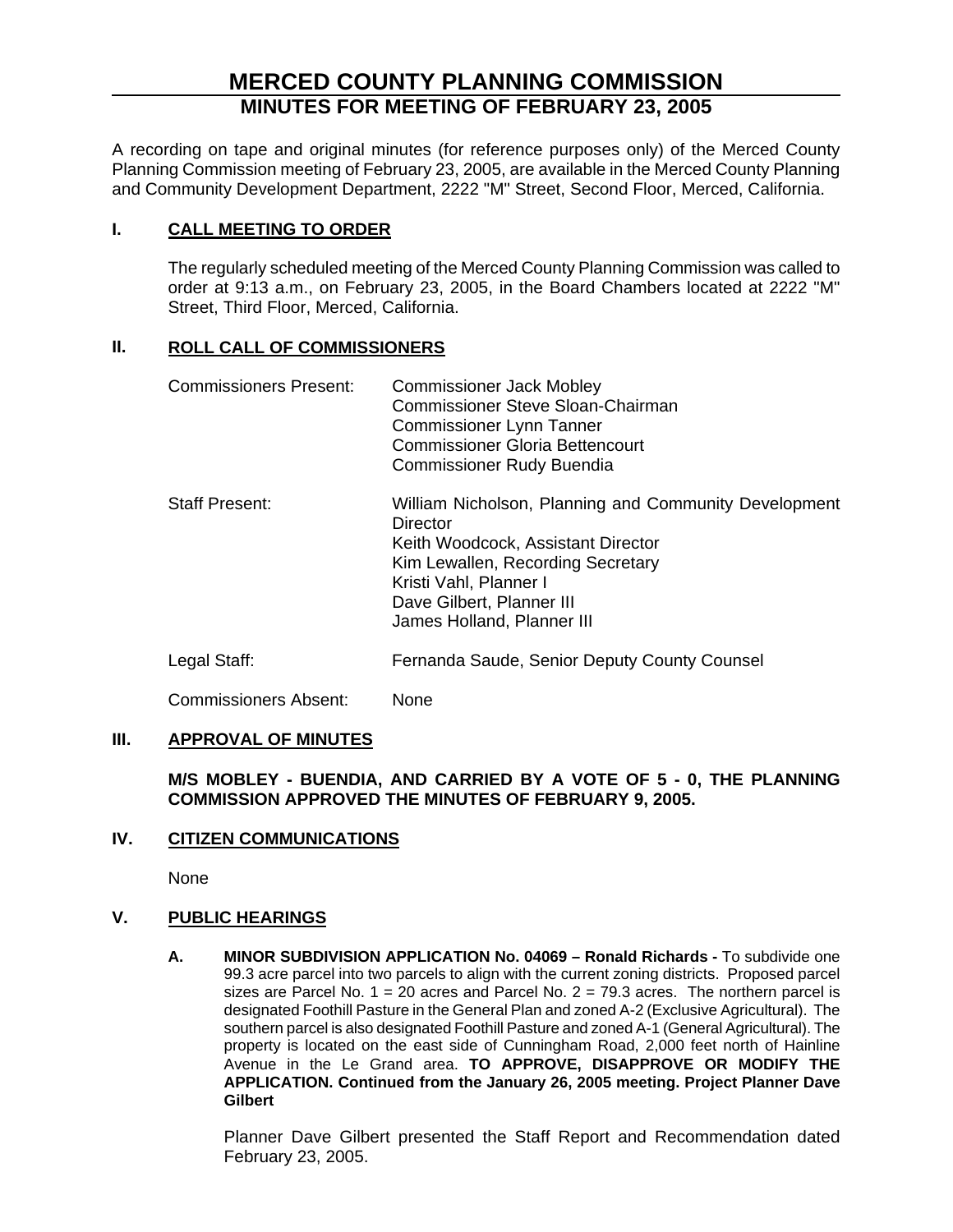# MERCED COUNTY PLANNING COMMISSION

## MINUTES FOR MEETING OF FEBRUARY 23, 2005

A recording on tape and original minutes (for reference purposes only) of the Merced County Planning Commission meeting of February 23, 2005, are available in the Merced County Planning and Community Development Department, 2222 "M" Street, Second Floor, Merced, California.

### I. CALL MEETING TO ORDER

The regularly scheduled meeting of the Merced County Planning Commission was called to order at 9:13 a.m., on February 23, 2005, in the Board Chambers located at 2222 "M" Street, Third Floor, Merced, California.

### II. ROLL CALL OF COMMISSIONERS

| | |
|---|---|
| Commissioners Present: | Commissioner Jack Mobley<br>Commissioner Steve Sloan-Chairman<br>Commissioner Lynn Tanner<br>Commissioner Gloria Bettencourt<br>Commissioner Rudy Buendia |
| Staff Present: | William Nicholson, Planning and Community Development Director<br>Keith Woodcock, Assistant Director<br>Kim Lewallen, Recording Secretary<br>Kristi Vahl, Planner I<br>Dave Gilbert, Planner III<br>James Holland, Planner III |
| Legal Staff: | Fernanda Saude, Senior Deputy County Counsel |
| Commissioners Absent: | None |

### III. APPROVAL OF MINUTES

**M/S MOBLEY - BUENDIA, AND CARRIED BY A VOTE OF 5 - 0, THE PLANNING COMMISSION APPROVED THE MINUTES OF FEBRUARY 9, 2005.**

### IV. CITIZEN COMMUNICATIONS

None

### V. PUBLIC HEARINGS

**A. MINOR SUBDIVISION APPLICATION No. 04069 – Ronald Richards -** To subdivide one 99.3 acre parcel into two parcels to align with the current zoning districts. Proposed parcel sizes are Parcel No. 1 = 20 acres and Parcel No. 2 = 79.3 acres. The northern parcel is designated Foothill Pasture in the General Plan and zoned A-2 (Exclusive Agricultural). The southern parcel is also designated Foothill Pasture and zoned A-1 (General Agricultural). The property is located on the east side of Cunningham Road, 2,000 feet north of Hainline Avenue in the Le Grand area. **TO APPROVE, DISAPPROVE OR MODIFY THE APPLICATION. Continued from the January 26, 2005 meeting. Project Planner Dave Gilbert**

Planner Dave Gilbert presented the Staff Report and Recommendation dated February 23, 2005.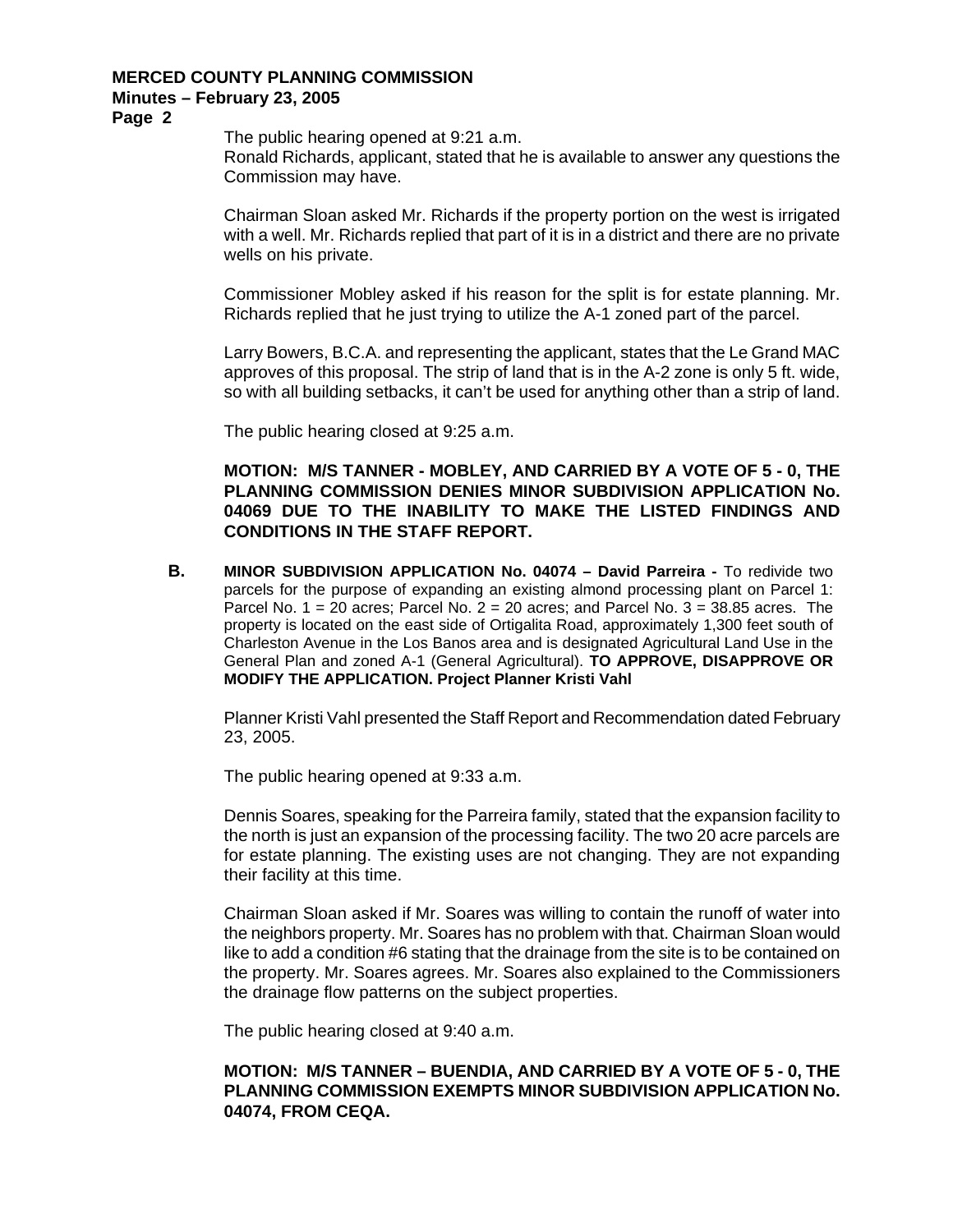The public hearing opened at 9:21 a.m.
Ronald Richards, applicant, stated that he is available to answer any questions the Commission may have.

Chairman Sloan asked Mr. Richards if the property portion on the west is irrigated with a well. Mr. Richards replied that part of it is in a district and there are no private wells on his private.

Commissioner Mobley asked if his reason for the split is for estate planning. Mr. Richards replied that he just trying to utilize the A-1 zoned part of the parcel.

Larry Bowers, B.C.A. and representing the applicant, states that the Le Grand MAC approves of this proposal. The strip of land that is in the A-2 zone is only 5 ft. wide, so with all building setbacks, it can't be used for anything other than a strip of land.

The public hearing closed at 9:25 a.m.

**MOTION: M/S TANNER - MOBLEY, AND CARRIED BY A VOTE OF 5 - 0, THE PLANNING COMMISSION DENIES MINOR SUBDIVISION APPLICATION No. 04069 DUE TO THE INABILITY TO MAKE THE LISTED FINDINGS AND CONDITIONS IN THE STAFF REPORT.**

**B.** **MINOR SUBDIVISION APPLICATION No. 04074 – David Parreira -** To redivide two parcels for the purpose of expanding an existing almond processing plant on Parcel 1: Parcel No. 1 = 20 acres; Parcel No. 2 = 20 acres; and Parcel No. 3 = 38.85 acres. The property is located on the east side of Ortigalita Road, approximately 1,300 feet south of Charleston Avenue in the Los Banos area and is designated Agricultural Land Use in the General Plan and zoned A-1 (General Agricultural). **TO APPROVE, DISAPPROVE OR MODIFY THE APPLICATION. Project Planner Kristi Vahl**

Planner Kristi Vahl presented the Staff Report and Recommendation dated February 23, 2005.

The public hearing opened at 9:33 a.m.

Dennis Soares, speaking for the Parreira family, stated that the expansion facility to the north is just an expansion of the processing facility. The two 20 acre parcels are for estate planning. The existing uses are not changing. They are not expanding their facility at this time.

Chairman Sloan asked if Mr. Soares was willing to contain the runoff of water into the neighbors property. Mr. Soares has no problem with that. Chairman Sloan would like to add a condition #6 stating that the drainage from the site is to be contained on the property. Mr. Soares agrees. Mr. Soares also explained to the Commissioners the drainage flow patterns on the subject properties.

The public hearing closed at 9:40 a.m.

**MOTION: M/S TANNER – BUENDIA, AND CARRIED BY A VOTE OF 5 - 0, THE PLANNING COMMISSION EXEMPTS MINOR SUBDIVISION APPLICATION No. 04074, FROM CEQA.**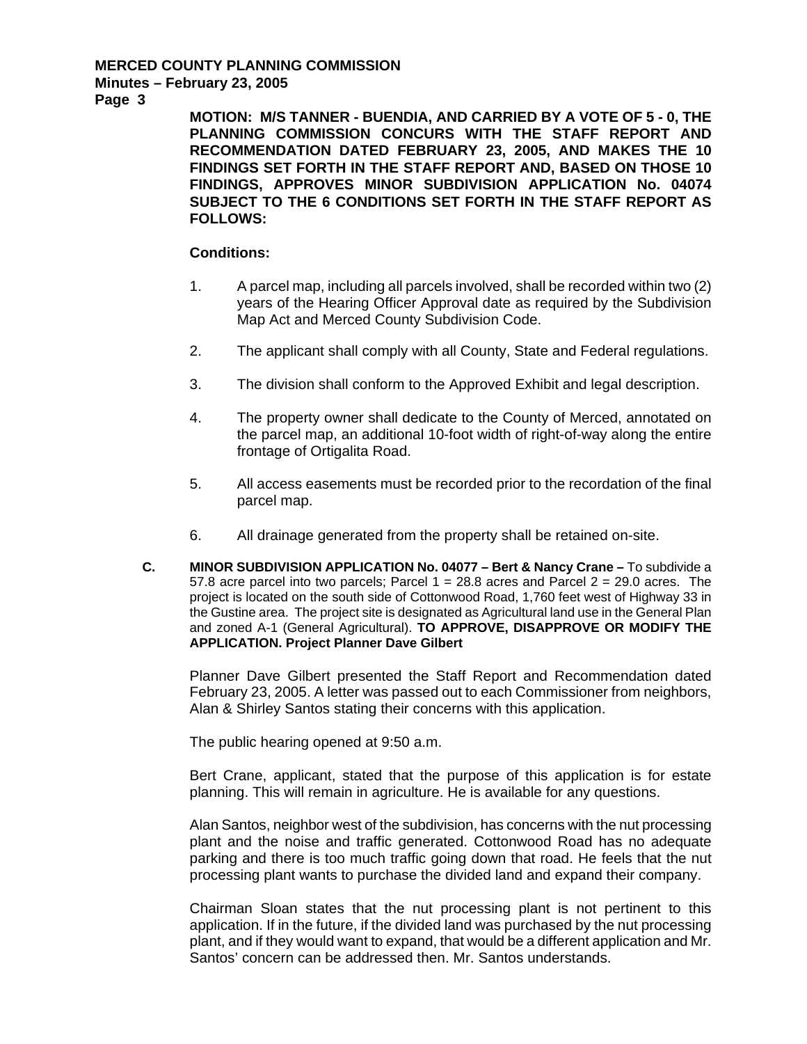**MOTION: M/S TANNER - BUENDIA, AND CARRIED BY A VOTE OF 5 - 0, THE PLANNING COMMISSION CONCURS WITH THE STAFF REPORT AND RECOMMENDATION DATED FEBRUARY 23, 2005, AND MAKES THE 10 FINDINGS SET FORTH IN THE STAFF REPORT AND, BASED ON THOSE 10 FINDINGS, APPROVES MINOR SUBDIVISION APPLICATION No. 04074 SUBJECT TO THE 6 CONDITIONS SET FORTH IN THE STAFF REPORT AS FOLLOWS:**

**Conditions:**

1. A parcel map, including all parcels involved, shall be recorded within two (2) years of the Hearing Officer Approval date as required by the Subdivision Map Act and Merced County Subdivision Code.

2. The applicant shall comply with all County, State and Federal regulations.

3. The division shall conform to the Approved Exhibit and legal description.

4. The property owner shall dedicate to the County of Merced, annotated on the parcel map, an additional 10-foot width of right-of-way along the entire frontage of Ortigalita Road.

5. All access easements must be recorded prior to the recordation of the final parcel map.

6. All drainage generated from the property shall be retained on-site.

**C. MINOR SUBDIVISION APPLICATION No. 04077 – Bert & Nancy Crane –** To subdivide a 57.8 acre parcel into two parcels; Parcel 1 = 28.8 acres and Parcel 2 = 29.0 acres. The project is located on the south side of Cottonwood Road, 1,760 feet west of Highway 33 in the Gustine area. The project site is designated as Agricultural land use in the General Plan and zoned A-1 (General Agricultural). **TO APPROVE, DISAPPROVE OR MODIFY THE APPLICATION. Project Planner Dave Gilbert**

Planner Dave Gilbert presented the Staff Report and Recommendation dated February 23, 2005. A letter was passed out to each Commissioner from neighbors, Alan & Shirley Santos stating their concerns with this application.

The public hearing opened at 9:50 a.m.

Bert Crane, applicant, stated that the purpose of this application is for estate planning. This will remain in agriculture. He is available for any questions.

Alan Santos, neighbor west of the subdivision, has concerns with the nut processing plant and the noise and traffic generated. Cottonwood Road has no adequate parking and there is too much traffic going down that road. He feels that the nut processing plant wants to purchase the divided land and expand their company.

Chairman Sloan states that the nut processing plant is not pertinent to this application. If in the future, if the divided land was purchased by the nut processing plant, and if they would want to expand, that would be a different application and Mr. Santos' concern can be addressed then. Mr. Santos understands.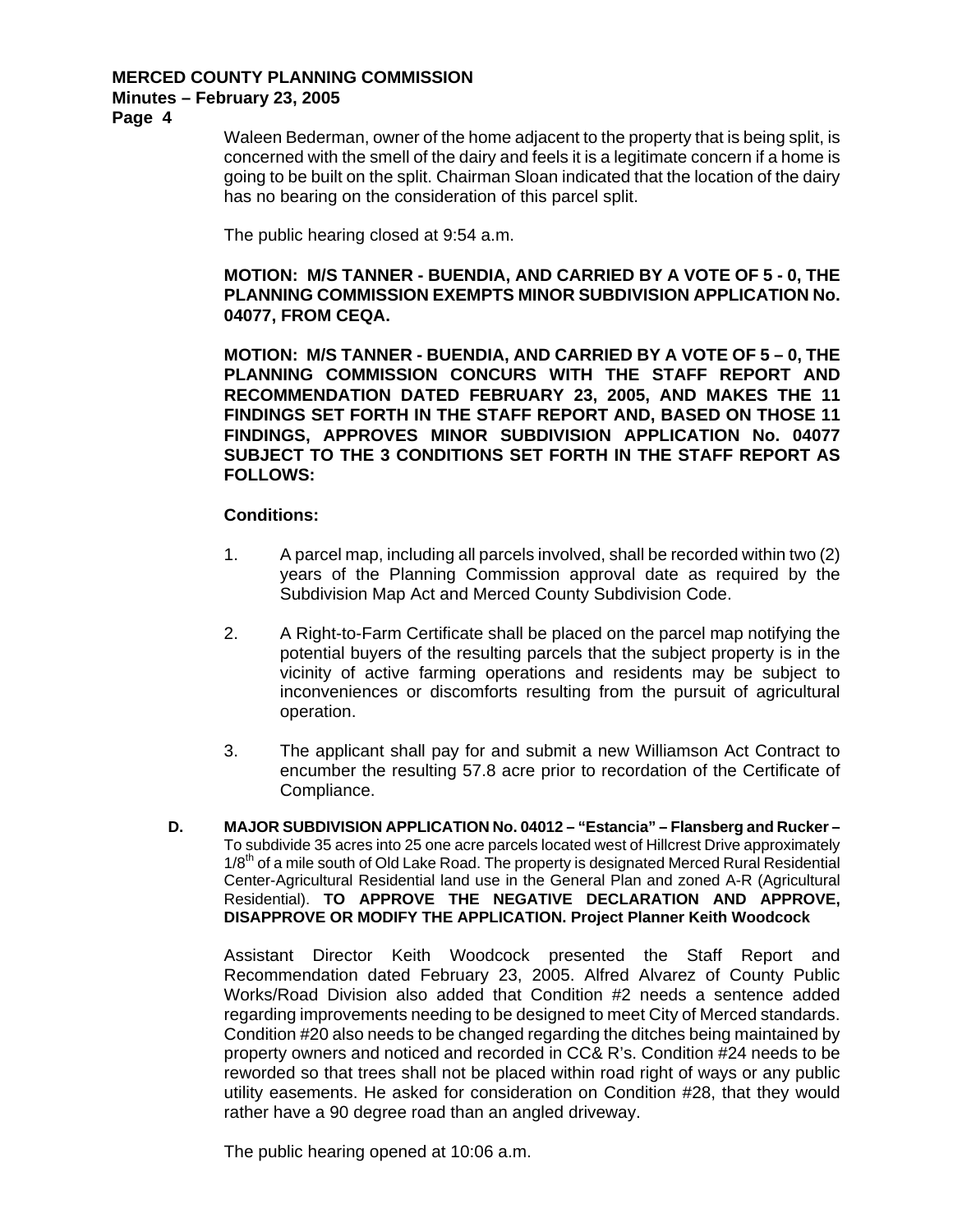Waleen Bederman, owner of the home adjacent to the property that is being split, is concerned with the smell of the dairy and feels it is a legitimate concern if a home is going to be built on the split. Chairman Sloan indicated that the location of the dairy has no bearing on the consideration of this parcel split.

The public hearing closed at 9:54 a.m.

**MOTION: M/S TANNER - BUENDIA, AND CARRIED BY A VOTE OF 5 - 0, THE PLANNING COMMISSION EXEMPTS MINOR SUBDIVISION APPLICATION No. 04077, FROM CEQA.**

**MOTION: M/S TANNER - BUENDIA, AND CARRIED BY A VOTE OF 5 – 0, THE PLANNING COMMISSION CONCURS WITH THE STAFF REPORT AND RECOMMENDATION DATED FEBRUARY 23, 2005, AND MAKES THE 11 FINDINGS SET FORTH IN THE STAFF REPORT AND, BASED ON THOSE 11 FINDINGS, APPROVES MINOR SUBDIVISION APPLICATION No. 04077 SUBJECT TO THE 3 CONDITIONS SET FORTH IN THE STAFF REPORT AS FOLLOWS:**

**Conditions:**

1. A parcel map, including all parcels involved, shall be recorded within two (2) years of the Planning Commission approval date as required by the Subdivision Map Act and Merced County Subdivision Code.

2. A Right-to-Farm Certificate shall be placed on the parcel map notifying the potential buyers of the resulting parcels that the subject property is in the vicinity of active farming operations and residents may be subject to inconveniences or discomforts resulting from the pursuit of agricultural operation.

3. The applicant shall pay for and submit a new Williamson Act Contract to encumber the resulting 57.8 acre prior to recordation of the Certificate of Compliance.

**D. MAJOR SUBDIVISION APPLICATION No. 04012 – "Estancia" – Flansberg and Rucker –** To subdivide 35 acres into 25 one acre parcels located west of Hillcrest Drive approximately 1/8th of a mile south of Old Lake Road. The property is designated Merced Rural Residential Center-Agricultural Residential land use in the General Plan and zoned A-R (Agricultural Residential). **TO APPROVE THE NEGATIVE DECLARATION AND APPROVE, DISAPPROVE OR MODIFY THE APPLICATION. Project Planner Keith Woodcock**

Assistant Director Keith Woodcock presented the Staff Report and Recommendation dated February 23, 2005. Alfred Alvarez of County Public Works/Road Division also added that Condition #2 needs a sentence added regarding improvements needing to be designed to meet City of Merced standards. Condition #20 also needs to be changed regarding the ditches being maintained by property owners and noticed and recorded in CC& R's. Condition #24 needs to be reworded so that trees shall not be placed within road right of ways or any public utility easements. He asked for consideration on Condition #28, that they would rather have a 90 degree road than an angled driveway.

The public hearing opened at 10:06 a.m.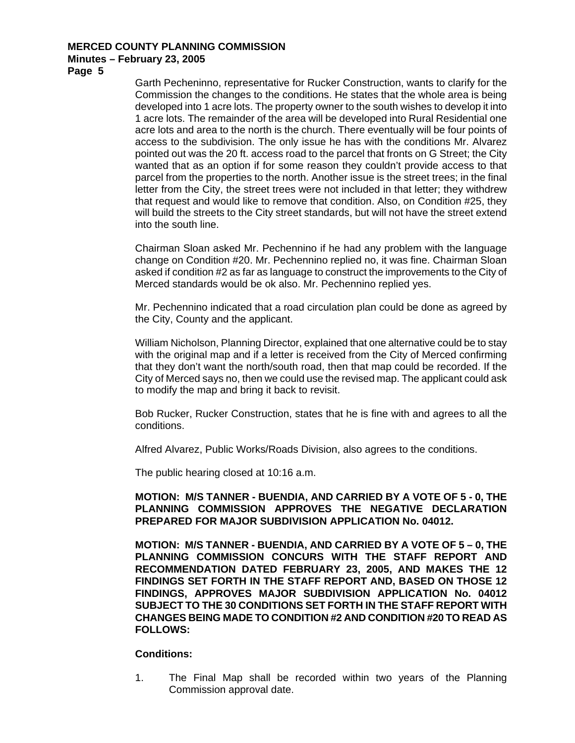Garth Pecheninno, representative for Rucker Construction, wants to clarify for the Commission the changes to the conditions. He states that the whole area is being developed into 1 acre lots. The property owner to the south wishes to develop it into 1 acre lots. The remainder of the area will be developed into Rural Residential one acre lots and area to the north is the church. There eventually will be four points of access to the subdivision. The only issue he has with the conditions Mr. Alvarez pointed out was the 20 ft. access road to the parcel that fronts on G Street; the City wanted that as an option if for some reason they couldn't provide access to that parcel from the properties to the north. Another issue is the street trees; in the final letter from the City, the street trees were not included in that letter; they withdrew that request and would like to remove that condition. Also, on Condition #25, they will build the streets to the City street standards, but will not have the street extend into the south line.

Chairman Sloan asked Mr. Pechennino if he had any problem with the language change on Condition #20. Mr. Pechennino replied no, it was fine. Chairman Sloan asked if condition #2 as far as language to construct the improvements to the City of Merced standards would be ok also. Mr. Pechennino replied yes.

Mr. Pechennino indicated that a road circulation plan could be done as agreed by the City, County and the applicant.

William Nicholson, Planning Director, explained that one alternative could be to stay with the original map and if a letter is received from the City of Merced confirming that they don't want the north/south road, then that map could be recorded. If the City of Merced says no, then we could use the revised map. The applicant could ask to modify the map and bring it back to revisit.

Bob Rucker, Rucker Construction, states that he is fine with and agrees to all the conditions.

Alfred Alvarez, Public Works/Roads Division, also agrees to the conditions.

The public hearing closed at 10:16 a.m.

**MOTION: M/S TANNER - BUENDIA, AND CARRIED BY A VOTE OF 5 - 0, THE PLANNING COMMISSION APPROVES THE NEGATIVE DECLARATION PREPARED FOR MAJOR SUBDIVISION APPLICATION No. 04012.**

**MOTION: M/S TANNER - BUENDIA, AND CARRIED BY A VOTE OF 5 – 0, THE PLANNING COMMISSION CONCURS WITH THE STAFF REPORT AND RECOMMENDATION DATED FEBRUARY 23, 2005, AND MAKES THE 12 FINDINGS SET FORTH IN THE STAFF REPORT AND, BASED ON THOSE 12 FINDINGS, APPROVES MAJOR SUBDIVISION APPLICATION No. 04012 SUBJECT TO THE 30 CONDITIONS SET FORTH IN THE STAFF REPORT WITH CHANGES BEING MADE TO CONDITION #2 AND CONDITION #20 TO READ AS FOLLOWS:**

**Conditions:**

1. The Final Map shall be recorded within two years of the Planning Commission approval date.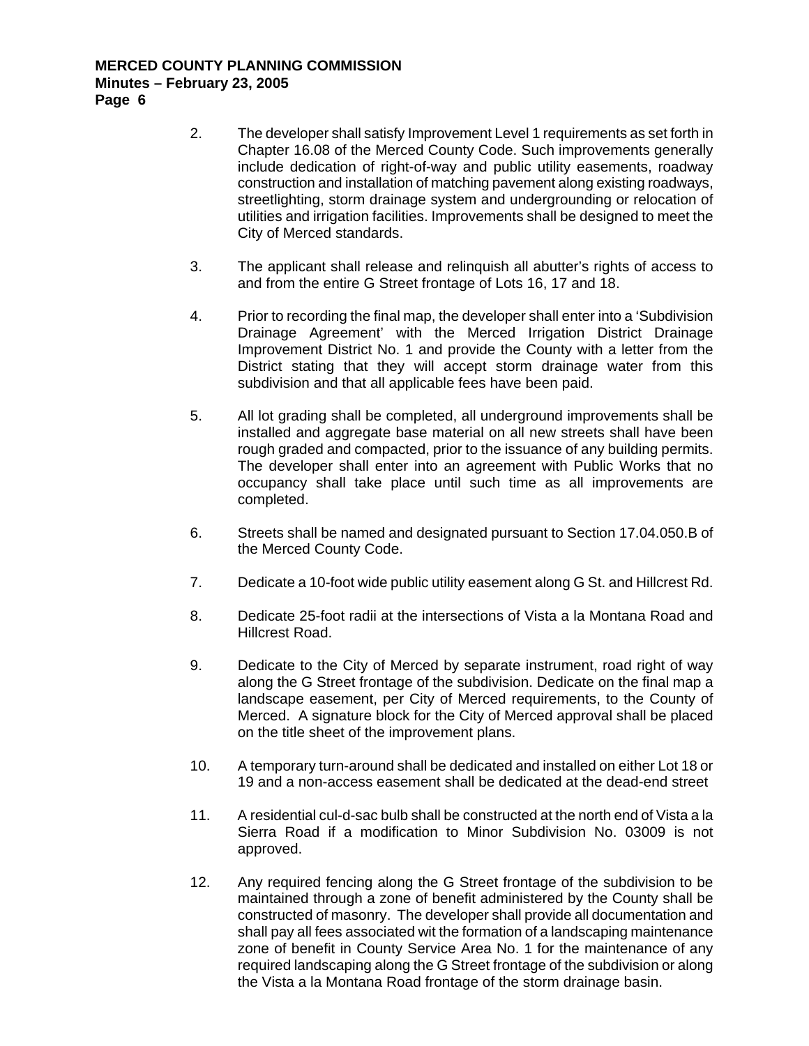2. The developer shall satisfy Improvement Level 1 requirements as set forth in Chapter 16.08 of the Merced County Code. Such improvements generally include dedication of right-of-way and public utility easements, roadway construction and installation of matching pavement along existing roadways, streetlighting, storm drainage system and undergrounding or relocation of utilities and irrigation facilities. Improvements shall be designed to meet the City of Merced standards.

3. The applicant shall release and relinquish all abutter's rights of access to and from the entire G Street frontage of Lots 16, 17 and 18.

4. Prior to recording the final map, the developer shall enter into a 'Subdivision Drainage Agreement' with the Merced Irrigation District Drainage Improvement District No. 1 and provide the County with a letter from the District stating that they will accept storm drainage water from this subdivision and that all applicable fees have been paid.

5. All lot grading shall be completed, all underground improvements shall be installed and aggregate base material on all new streets shall have been rough graded and compacted, prior to the issuance of any building permits. The developer shall enter into an agreement with Public Works that no occupancy shall take place until such time as all improvements are completed.

6. Streets shall be named and designated pursuant to Section 17.04.050.B of the Merced County Code.

7. Dedicate a 10-foot wide public utility easement along G St. and Hillcrest Rd.

8. Dedicate 25-foot radii at the intersections of Vista a la Montana Road and Hillcrest Road.

9. Dedicate to the City of Merced by separate instrument, road right of way along the G Street frontage of the subdivision. Dedicate on the final map a landscape easement, per City of Merced requirements, to the County of Merced. A signature block for the City of Merced approval shall be placed on the title sheet of the improvement plans.

10. A temporary turn-around shall be dedicated and installed on either Lot 18 or 19 and a non-access easement shall be dedicated at the dead-end street

11. A residential cul-d-sac bulb shall be constructed at the north end of Vista a la Sierra Road if a modification to Minor Subdivision No. 03009 is not approved.

12. Any required fencing along the G Street frontage of the subdivision to be maintained through a zone of benefit administered by the County shall be constructed of masonry. The developer shall provide all documentation and shall pay all fees associated wit the formation of a landscaping maintenance zone of benefit in County Service Area No. 1 for the maintenance of any required landscaping along the G Street frontage of the subdivision or along the Vista a la Montana Road frontage of the storm drainage basin.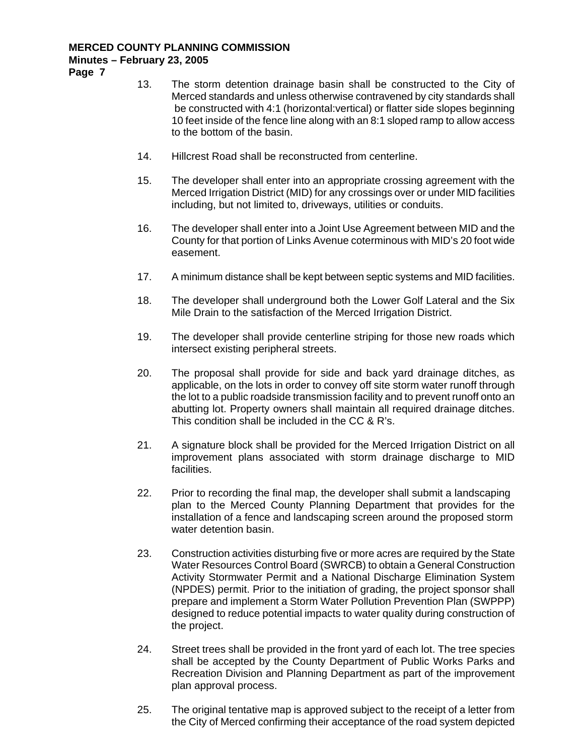13. The storm detention drainage basin shall be constructed to the City of Merced standards and unless otherwise contravened by city standards shall be constructed with 4:1 (horizontal:vertical) or flatter side slopes beginning 10 feet inside of the fence line along with an 8:1 sloped ramp to allow access to the bottom of the basin.

14. Hillcrest Road shall be reconstructed from centerline.

15. The developer shall enter into an appropriate crossing agreement with the Merced Irrigation District (MID) for any crossings over or under MID facilities including, but not limited to, driveways, utilities or conduits.

16. The developer shall enter into a Joint Use Agreement between MID and the County for that portion of Links Avenue coterminous with MID's 20 foot wide easement.

17. A minimum distance shall be kept between septic systems and MID facilities.

18. The developer shall underground both the Lower Golf Lateral and the Six Mile Drain to the satisfaction of the Merced Irrigation District.

19. The developer shall provide centerline striping for those new roads which intersect existing peripheral streets.

20. The proposal shall provide for side and back yard drainage ditches, as applicable, on the lots in order to convey off site storm water runoff through the lot to a public roadside transmission facility and to prevent runoff onto an abutting lot. Property owners shall maintain all required drainage ditches. This condition shall be included in the CC & R's.

21. A signature block shall be provided for the Merced Irrigation District on all improvement plans associated with storm drainage discharge to MID facilities.

22. Prior to recording the final map, the developer shall submit a landscaping plan to the Merced County Planning Department that provides for the installation of a fence and landscaping screen around the proposed storm water detention basin.

23. Construction activities disturbing five or more acres are required by the State Water Resources Control Board (SWRCB) to obtain a General Construction Activity Stormwater Permit and a National Discharge Elimination System (NPDES) permit. Prior to the initiation of grading, the project sponsor shall prepare and implement a Storm Water Pollution Prevention Plan (SWPPP) designed to reduce potential impacts to water quality during construction of the project.

24. Street trees shall be provided in the front yard of each lot. The tree species shall be accepted by the County Department of Public Works Parks and Recreation Division and Planning Department as part of the improvement plan approval process.

25. The original tentative map is approved subject to the receipt of a letter from the City of Merced confirming their acceptance of the road system depicted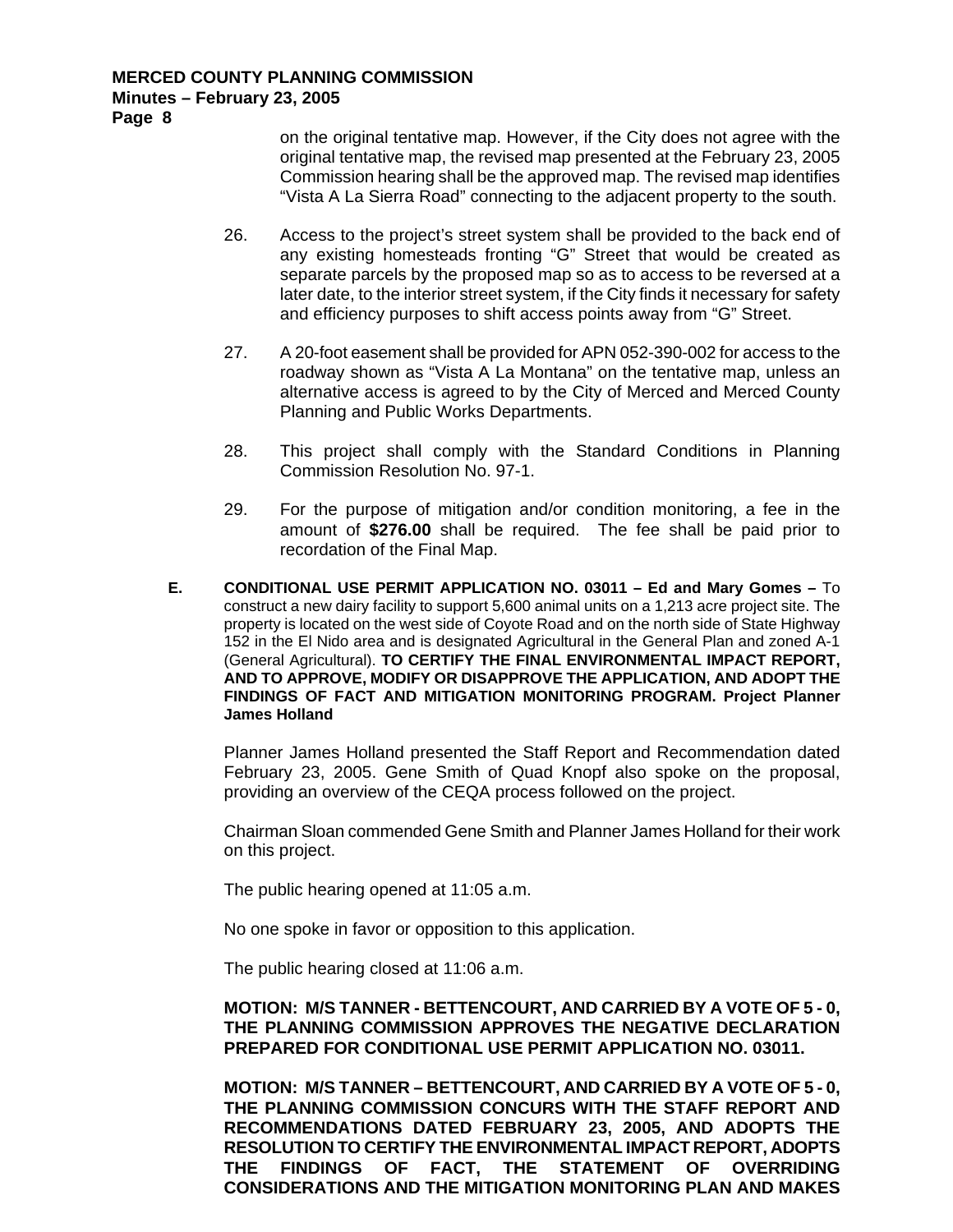on the original tentative map. However, if the City does not agree with the original tentative map, the revised map presented at the February 23, 2005 Commission hearing shall be the approved map. The revised map identifies "Vista A La Sierra Road" connecting to the adjacent property to the south.

26. Access to the project's street system shall be provided to the back end of any existing homesteads fronting "G" Street that would be created as separate parcels by the proposed map so as to access to be reversed at a later date, to the interior street system, if the City finds it necessary for safety and efficiency purposes to shift access points away from "G" Street.

27. A 20-foot easement shall be provided for APN 052-390-002 for access to the roadway shown as "Vista A La Montana" on the tentative map, unless an alternative access is agreed to by the City of Merced and Merced County Planning and Public Works Departments.

28. This project shall comply with the Standard Conditions in Planning Commission Resolution No. 97-1.

29. For the purpose of mitigation and/or condition monitoring, a fee in the amount of **$276.00** shall be required. The fee shall be paid prior to recordation of the Final Map.

**E. CONDITIONAL USE PERMIT APPLICATION NO. 03011 – Ed and Mary Gomes –** To construct a new dairy facility to support 5,600 animal units on a 1,213 acre project site. The property is located on the west side of Coyote Road and on the north side of State Highway 152 in the El Nido area and is designated Agricultural in the General Plan and zoned A-1 (General Agricultural). **TO CERTIFY THE FINAL ENVIRONMENTAL IMPACT REPORT, AND TO APPROVE, MODIFY OR DISAPPROVE THE APPLICATION, AND ADOPT THE FINDINGS OF FACT AND MITIGATION MONITORING PROGRAM. Project Planner James Holland**

Planner James Holland presented the Staff Report and Recommendation dated February 23, 2005. Gene Smith of Quad Knopf also spoke on the proposal, providing an overview of the CEQA process followed on the project.

Chairman Sloan commended Gene Smith and Planner James Holland for their work on this project.

The public hearing opened at 11:05 a.m.

No one spoke in favor or opposition to this application.

The public hearing closed at 11:06 a.m.

**MOTION: M/S TANNER - BETTENCOURT, AND CARRIED BY A VOTE OF 5 - 0, THE PLANNING COMMISSION APPROVES THE NEGATIVE DECLARATION PREPARED FOR CONDITIONAL USE PERMIT APPLICATION NO. 03011.**

**MOTION: M/S TANNER – BETTENCOURT, AND CARRIED BY A VOTE OF 5 - 0, THE PLANNING COMMISSION CONCURS WITH THE STAFF REPORT AND RECOMMENDATIONS DATED FEBRUARY 23, 2005, AND ADOPTS THE RESOLUTION TO CERTIFY THE ENVIRONMENTAL IMPACT REPORT, ADOPTS THE FINDINGS OF FACT, THE STATEMENT OF OVERRIDING CONSIDERATIONS AND THE MITIGATION MONITORING PLAN AND MAKES**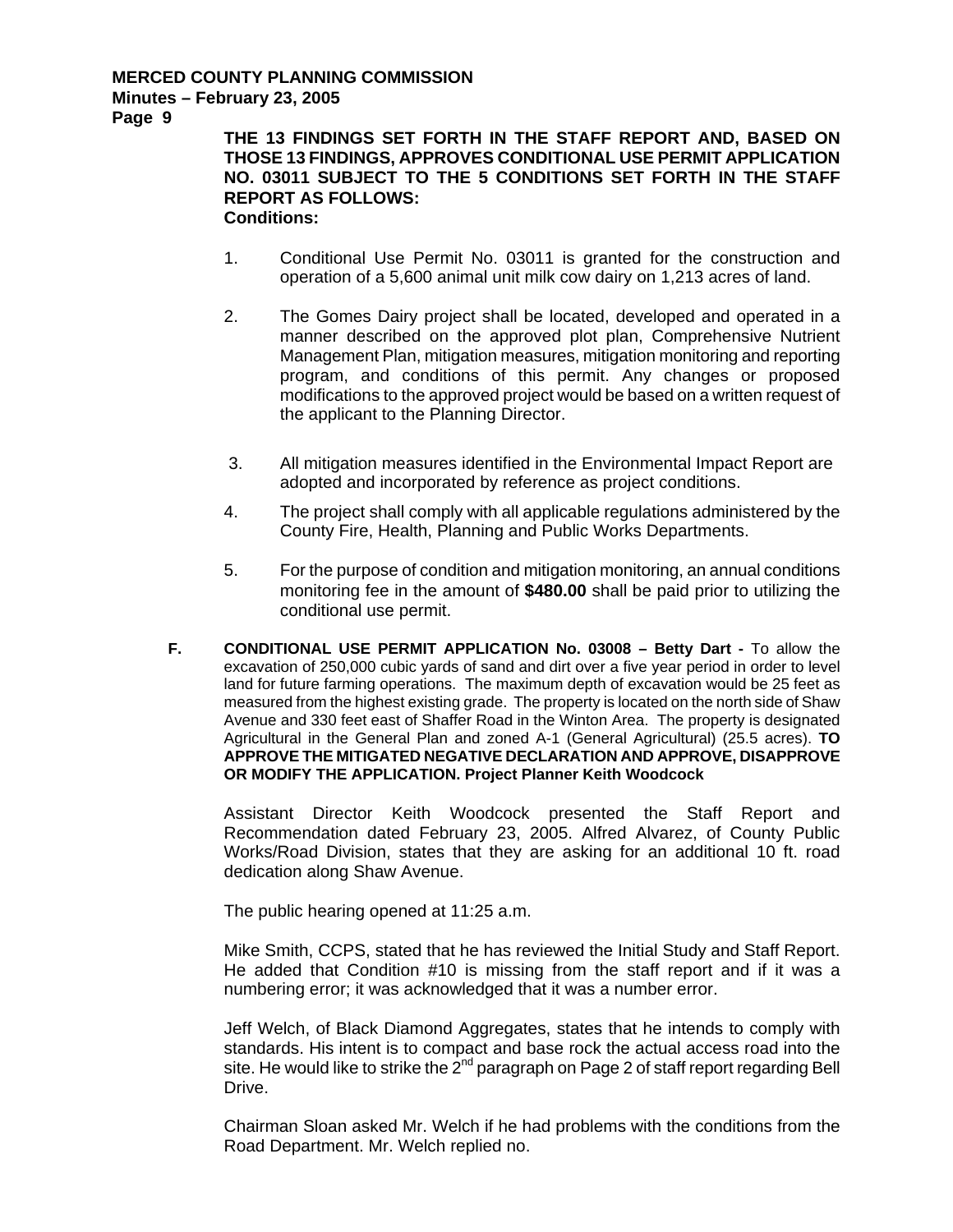**THE 13 FINDINGS SET FORTH IN THE STAFF REPORT AND, BASED ON THOSE 13 FINDINGS, APPROVES CONDITIONAL USE PERMIT APPLICATION NO. 03011 SUBJECT TO THE 5 CONDITIONS SET FORTH IN THE STAFF REPORT AS FOLLOWS:**
**Conditions:**

1. Conditional Use Permit No. 03011 is granted for the construction and operation of a 5,600 animal unit milk cow dairy on 1,213 acres of land.

2. The Gomes Dairy project shall be located, developed and operated in a manner described on the approved plot plan, Comprehensive Nutrient Management Plan, mitigation measures, mitigation monitoring and reporting program, and conditions of this permit. Any changes or proposed modifications to the approved project would be based on a written request of the applicant to the Planning Director.

3. All mitigation measures identified in the Environmental Impact Report are adopted and incorporated by reference as project conditions.

4. The project shall comply with all applicable regulations administered by the County Fire, Health, Planning and Public Works Departments.

5. For the purpose of condition and mitigation monitoring, an annual conditions monitoring fee in the amount of **$480.00** shall be paid prior to utilizing the conditional use permit.

**F. CONDITIONAL USE PERMIT APPLICATION No. 03008 – Betty Dart -** To allow the excavation of 250,000 cubic yards of sand and dirt over a five year period in order to level land for future farming operations. The maximum depth of excavation would be 25 feet as measured from the highest existing grade. The property is located on the north side of Shaw Avenue and 330 feet east of Shaffer Road in the Winton Area. The property is designated Agricultural in the General Plan and zoned A-1 (General Agricultural) (25.5 acres). **TO APPROVE THE MITIGATED NEGATIVE DECLARATION AND APPROVE, DISAPPROVE OR MODIFY THE APPLICATION. Project Planner Keith Woodcock**

Assistant Director Keith Woodcock presented the Staff Report and Recommendation dated February 23, 2005. Alfred Alvarez, of County Public Works/Road Division, states that they are asking for an additional 10 ft. road dedication along Shaw Avenue.

The public hearing opened at 11:25 a.m.

Mike Smith, CCPS, stated that he has reviewed the Initial Study and Staff Report. He added that Condition #10 is missing from the staff report and if it was a numbering error; it was acknowledged that it was a number error.

Jeff Welch, of Black Diamond Aggregates, states that he intends to comply with standards. His intent is to compact and base rock the actual access road into the site. He would like to strike the 2nd paragraph on Page 2 of staff report regarding Bell Drive.

Chairman Sloan asked Mr. Welch if he had problems with the conditions from the Road Department. Mr. Welch replied no.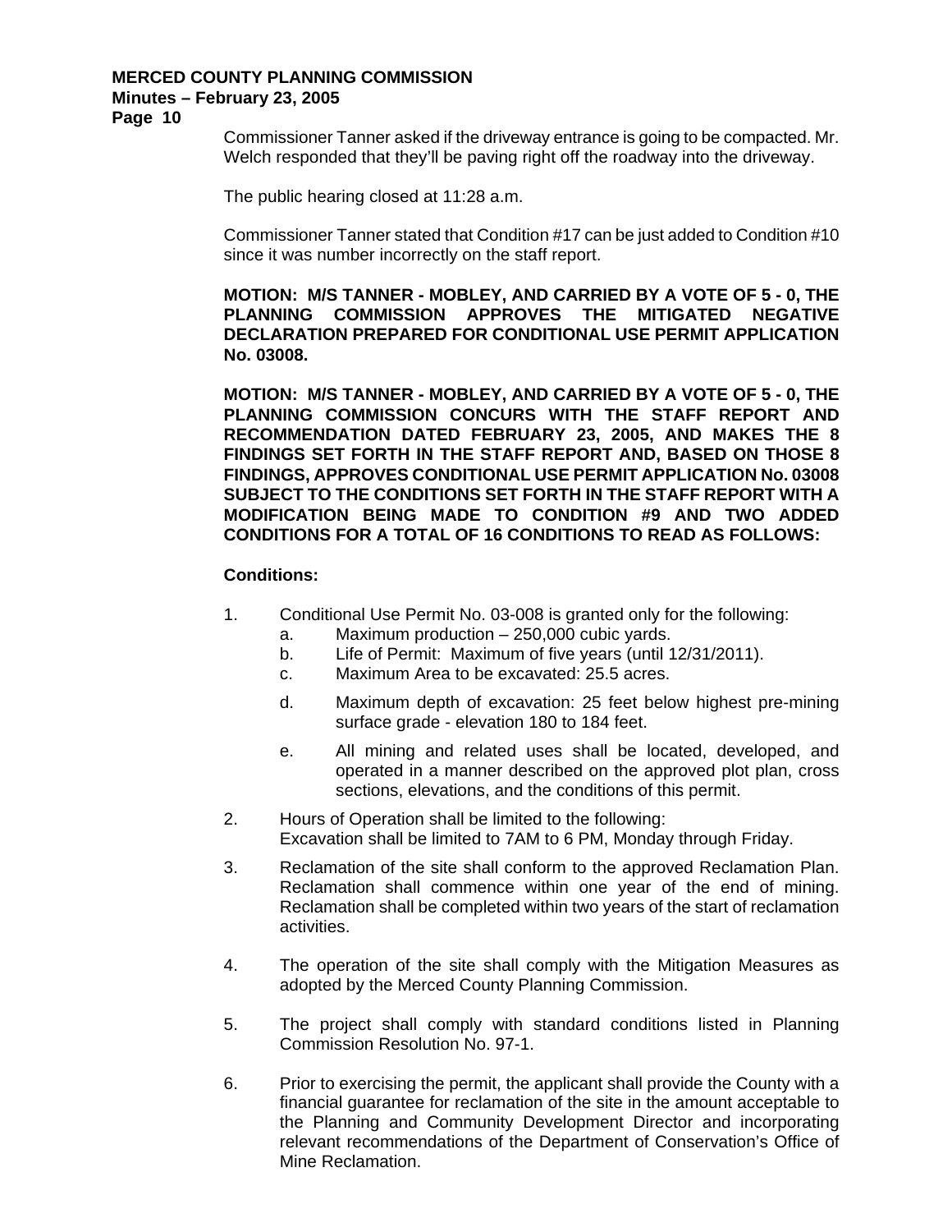Commissioner Tanner asked if the driveway entrance is going to be compacted. Mr. Welch responded that they'll be paving right off the roadway into the driveway.

The public hearing closed at 11:28 a.m.

Commissioner Tanner stated that Condition #17 can be just added to Condition #10 since it was number incorrectly on the staff report.

**MOTION: M/S TANNER - MOBLEY, AND CARRIED BY A VOTE OF 5 - 0, THE PLANNING COMMISSION APPROVES THE MITIGATED NEGATIVE DECLARATION PREPARED FOR CONDITIONAL USE PERMIT APPLICATION No. 03008.**

**MOTION: M/S TANNER - MOBLEY, AND CARRIED BY A VOTE OF 5 - 0, THE PLANNING COMMISSION CONCURS WITH THE STAFF REPORT AND RECOMMENDATION DATED FEBRUARY 23, 2005, AND MAKES THE 8 FINDINGS SET FORTH IN THE STAFF REPORT AND, BASED ON THOSE 8 FINDINGS, APPROVES CONDITIONAL USE PERMIT APPLICATION No. 03008 SUBJECT TO THE CONDITIONS SET FORTH IN THE STAFF REPORT WITH A MODIFICATION BEING MADE TO CONDITION #9 AND TWO ADDED CONDITIONS FOR A TOTAL OF 16 CONDITIONS TO READ AS FOLLOWS:**

**Conditions:**

1. Conditional Use Permit No. 03-008 is granted only for the following:
   a. Maximum production – 250,000 cubic yards.
   b. Life of Permit: Maximum of five years (until 12/31/2011).
   c. Maximum Area to be excavated: 25.5 acres.
   d. Maximum depth of excavation: 25 feet below highest pre-mining surface grade - elevation 180 to 184 feet.
   e. All mining and related uses shall be located, developed, and operated in a manner described on the approved plot plan, cross sections, elevations, and the conditions of this permit.

2. Hours of Operation shall be limited to the following:
   Excavation shall be limited to 7AM to 6 PM, Monday through Friday.

3. Reclamation of the site shall conform to the approved Reclamation Plan. Reclamation shall commence within one year of the end of mining. Reclamation shall be completed within two years of the start of reclamation activities.

4. The operation of the site shall comply with the Mitigation Measures as adopted by the Merced County Planning Commission.

5. The project shall comply with standard conditions listed in Planning Commission Resolution No. 97-1.

6. Prior to exercising the permit, the applicant shall provide the County with a financial guarantee for reclamation of the site in the amount acceptable to the Planning and Community Development Director and incorporating relevant recommendations of the Department of Conservation's Office of Mine Reclamation.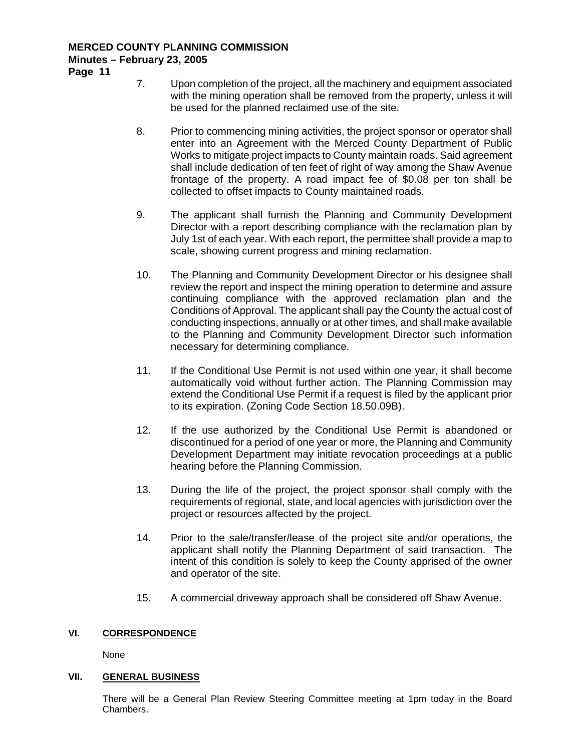7. Upon completion of the project, all the machinery and equipment associated with the mining operation shall be removed from the property, unless it will be used for the planned reclaimed use of the site.

8. Prior to commencing mining activities, the project sponsor or operator shall enter into an Agreement with the Merced County Department of Public Works to mitigate project impacts to County maintain roads. Said agreement shall include dedication of ten feet of right of way among the Shaw Avenue frontage of the property. A road impact fee of $0.08 per ton shall be collected to offset impacts to County maintained roads.

9. The applicant shall furnish the Planning and Community Development Director with a report describing compliance with the reclamation plan by July 1st of each year. With each report, the permittee shall provide a map to scale, showing current progress and mining reclamation.

10. The Planning and Community Development Director or his designee shall review the report and inspect the mining operation to determine and assure continuing compliance with the approved reclamation plan and the Conditions of Approval. The applicant shall pay the County the actual cost of conducting inspections, annually or at other times, and shall make available to the Planning and Community Development Director such information necessary for determining compliance.

11. If the Conditional Use Permit is not used within one year, it shall become automatically void without further action. The Planning Commission may extend the Conditional Use Permit if a request is filed by the applicant prior to its expiration. (Zoning Code Section 18.50.09B).

12. If the use authorized by the Conditional Use Permit is abandoned or discontinued for a period of one year or more, the Planning and Community Development Department may initiate revocation proceedings at a public hearing before the Planning Commission.

13. During the life of the project, the project sponsor shall comply with the requirements of regional, state, and local agencies with jurisdiction over the project or resources affected by the project.

14. Prior to the sale/transfer/lease of the project site and/or operations, the applicant shall notify the Planning Department of said transaction. The intent of this condition is solely to keep the County apprised of the owner and operator of the site.

15. A commercial driveway approach shall be considered off Shaw Avenue.

## VI. CORRESPONDENCE

None

## VII. GENERAL BUSINESS

There will be a General Plan Review Steering Committee meeting at 1pm today in the Board Chambers.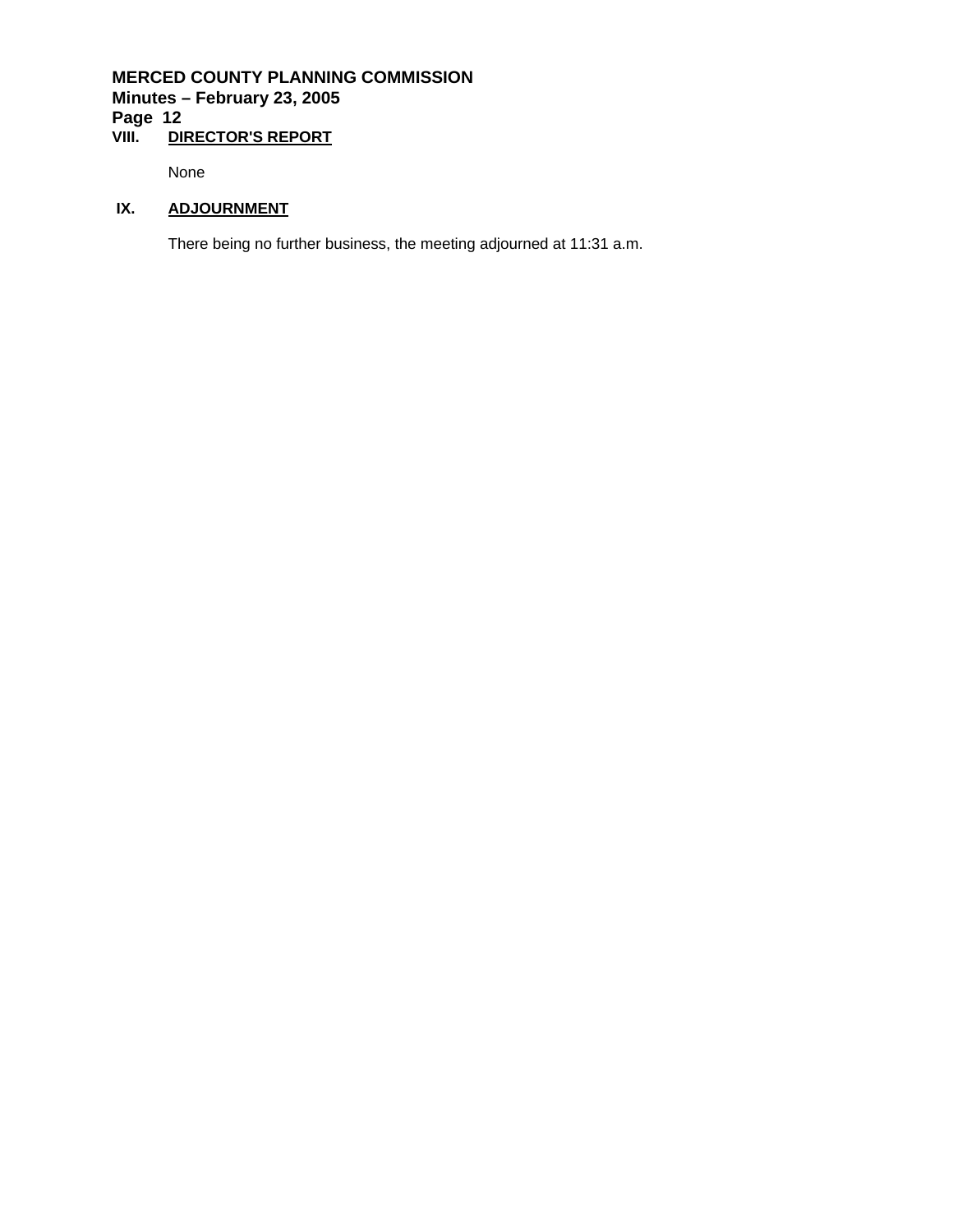## VIII. DIRECTOR'S REPORT

None

## IX. ADJOURNMENT

There being no further business, the meeting adjourned at 11:31 a.m.